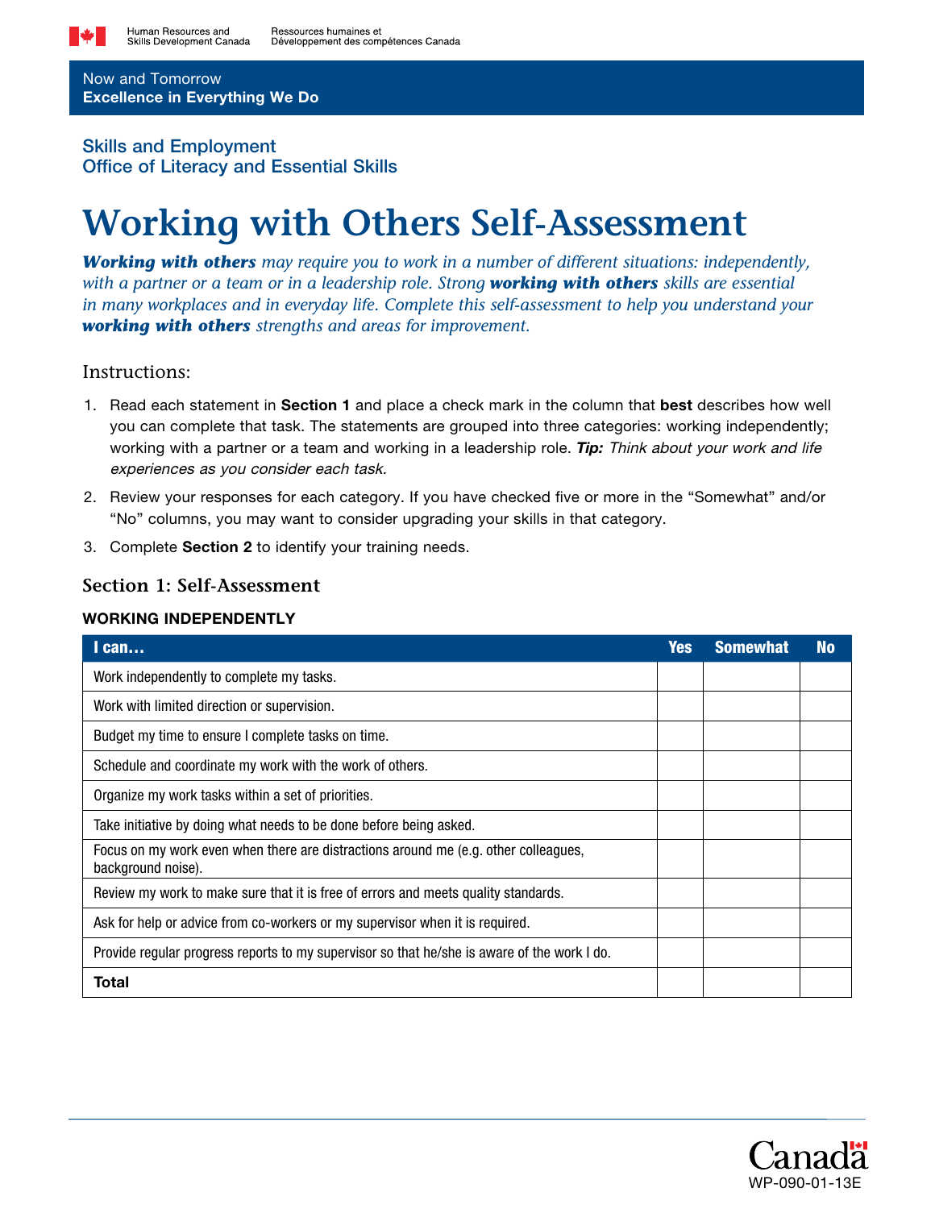Human Resources and Skills Development Canada
Ressources humaines et Développement des compétences Canada

Now and Tomorrow
**Excellence in Everything We Do**

Skills and Employment
Office of Literacy and Essential Skills

# Working with Others Self-Assessment

***Working with others*** *may require you to work in a number of different situations: independently, with a partner or a team or in a leadership role. Strong* ***working with others*** *skills are essential in many workplaces and in everyday life. Complete this self-assessment to help you understand your* ***working with others*** *strengths and areas for improvement.*

## Instructions:

1. Read each statement in **Section 1** and place a check mark in the column that **best** describes how well you can complete that task. The statements are grouped into three categories: working independently; working with a partner or a team and working in a leadership role. ***Tip:*** *Think about your work and life experiences as you consider each task.*
2. Review your responses for each category. If you have checked five or more in the "Somewhat" and/or "No" columns, you may want to consider upgrading your skills in that category.
3. Complete **Section 2** to identify your training needs.

### Section 1: Self-Assessment

**WORKING INDEPENDENTLY**

| I can… | Yes | Somewhat | No |
|---|---|---|---|
| Work independently to complete my tasks. | | | |
| Work with limited direction or supervision. | | | |
| Budget my time to ensure I complete tasks on time. | | | |
| Schedule and coordinate my work with the work of others. | | | |
| Organize my work tasks within a set of priorities. | | | |
| Take initiative by doing what needs to be done before being asked. | | | |
| Focus on my work even when there are distractions around me (e.g. other colleagues, background noise). | | | |
| Review my work to make sure that it is free of errors and meets quality standards. | | | |
| Ask for help or advice from co-workers or my supervisor when it is required. | | | |
| Provide regular progress reports to my supervisor so that he/she is aware of the work I do. | | | |
| **Total** | | | |

WP-090-01-13E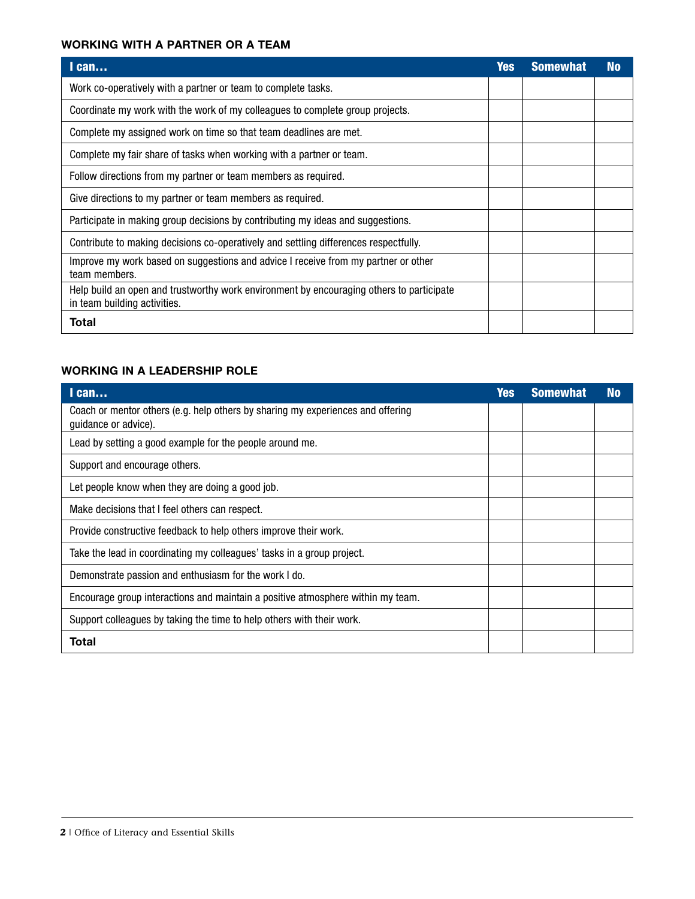### WORKING WITH A PARTNER OR A TEAM

| I can… | Yes | Somewhat | No |
|---|---|---|---|
| Work co-operatively with a partner or team to complete tasks. | | | |
| Coordinate my work with the work of my colleagues to complete group projects. | | | |
| Complete my assigned work on time so that team deadlines are met. | | | |
| Complete my fair share of tasks when working with a partner or team. | | | |
| Follow directions from my partner or team members as required. | | | |
| Give directions to my partner or team members as required. | | | |
| Participate in making group decisions by contributing my ideas and suggestions. | | | |
| Contribute to making decisions co-operatively and settling differences respectfully. | | | |
| Improve my work based on suggestions and advice I receive from my partner or other team members. | | | |
| Help build an open and trustworthy work environment by encouraging others to participate in team building activities. | | | |
| **Total** | | | |

### WORKING IN A LEADERSHIP ROLE

| I can… | Yes | Somewhat | No |
|---|---|---|---|
| Coach or mentor others (e.g. help others by sharing my experiences and offering guidance or advice). | | | |
| Lead by setting a good example for the people around me. | | | |
| Support and encourage others. | | | |
| Let people know when they are doing a good job. | | | |
| Make decisions that I feel others can respect. | | | |
| Provide constructive feedback to help others improve their work. | | | |
| Take the lead in coordinating my colleagues' tasks in a group project. | | | |
| Demonstrate passion and enthusiasm for the work I do. | | | |
| Encourage group interactions and maintain a positive atmosphere within my team. | | | |
| Support colleagues by taking the time to help others with their work. | | | |
| **Total** | | | |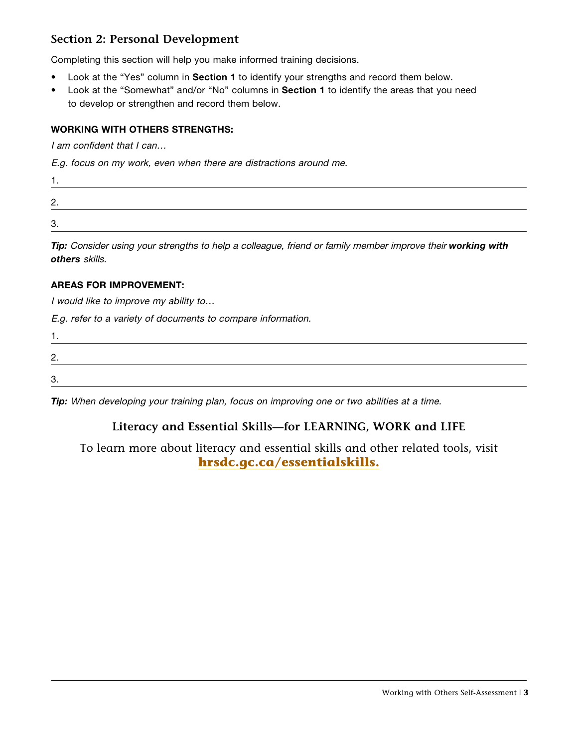## Section 2: Personal Development

Completing this section will help you make informed training decisions.

- Look at the "Yes" column in **Section 1** to identify your strengths and record them below.
- Look at the "Somewhat" and/or "No" columns in **Section 1** to identify the areas that you need to develop or strengthen and record them below.

**WORKING WITH OTHERS STRENGTHS:**

*I am confident that I can…*

*E.g. focus on my work, even when there are distractions around me.*

1. ______________________________

2. ______________________________

3. ______________________________

***Tip:*** *Consider using your strengths to help a colleague, friend or family member improve their* ***working with others*** *skills.*

**AREAS FOR IMPROVEMENT:**

*I would like to improve my ability to…*

*E.g. refer to a variety of documents to compare information.*

1. ______________________________

2. ______________________________

3. ______________________________

***Tip:*** *When developing your training plan, focus on improving one or two abilities at a time.*

**Literacy and Essential Skills—for LEARNING, WORK and LIFE**

To learn more about literacy and essential skills and other related tools, visit **hrsdc.gc.ca/essentialskills.**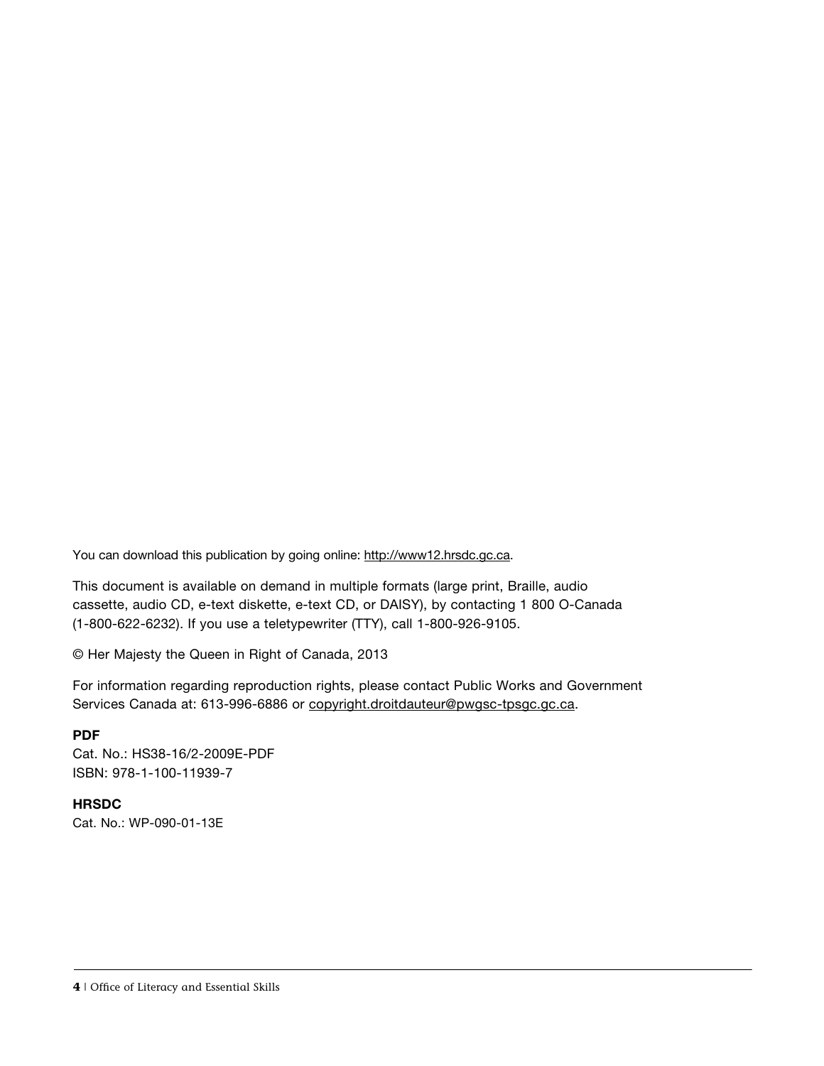You can download this publication by going online: http://www12.hrsdc.gc.ca.

This document is available on demand in multiple formats (large print, Braille, audio cassette, audio CD, e-text diskette, e-text CD, or DAISY), by contacting 1 800 O-Canada (1-800-622-6232). If you use a teletypewriter (TTY), call 1-800-926-9105.

© Her Majesty the Queen in Right of Canada, 2013

For information regarding reproduction rights, please contact Public Works and Government Services Canada at: 613-996-6886 or copyright.droitdauteur@pwgsc-tpsgc.gc.ca.

**PDF**
Cat. No.: HS38-16/2-2009E-PDF
ISBN: 978-1-100-11939-7

**HRSDC**
Cat. No.: WP-090-01-13E